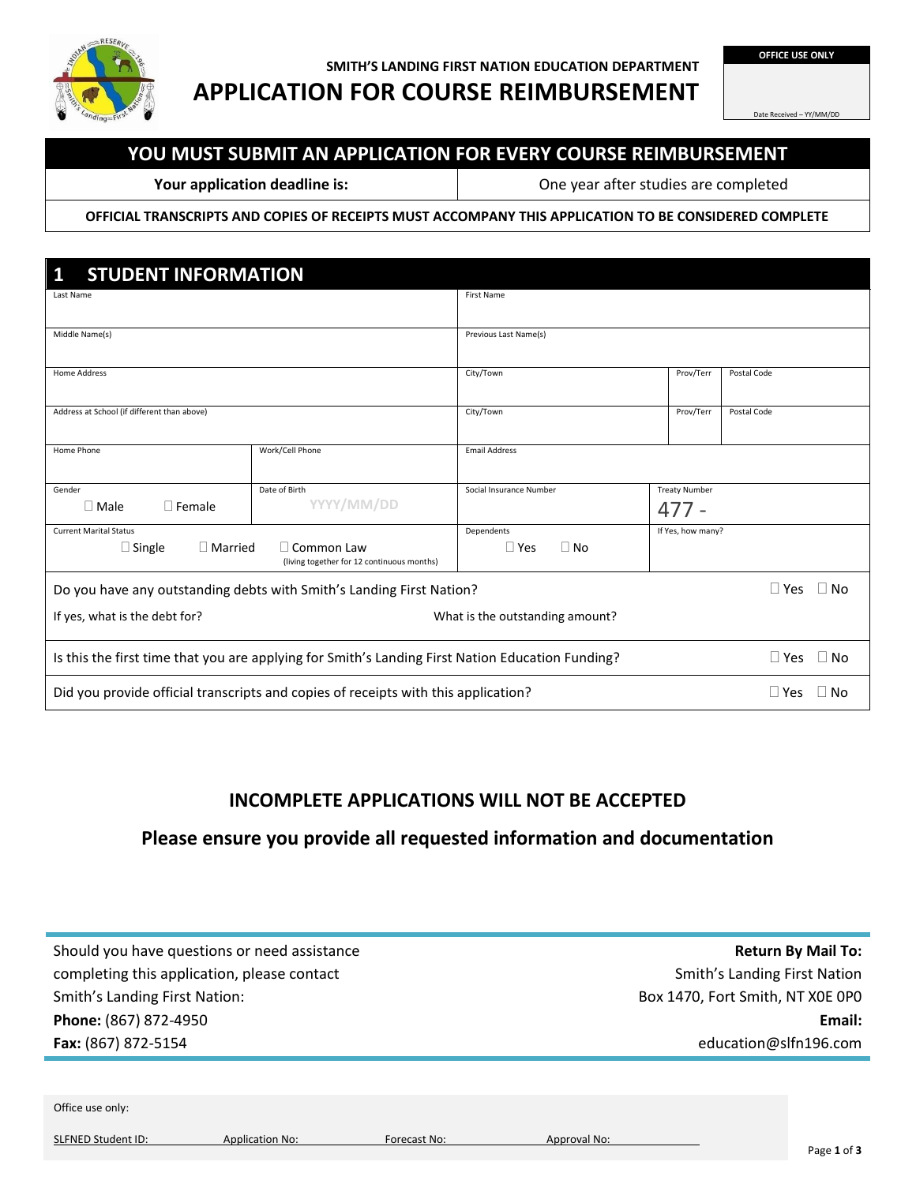SMITH'S LANDING FIRST NATION EDUCATION DEPARTMENT

# APPLICATION FOR COURSE REIMBURSEMENT

| OFFICE USE ONLY |
|---|
| Date Received – YY/MM/DD |

## YOU MUST SUBMIT AN APPLICATION FOR EVERY COURSE REIMBURSEMENT

| **Your application deadline is:** | One year after studies are completed |
|---|---|

**OFFICIAL TRANSCRIPTS AND COPIES OF RECEIPTS MUST ACCOMPANY THIS APPLICATION TO BE CONSIDERED COMPLETE**

## 1 STUDENT INFORMATION

| Last Name | | First Name | | |
|---|---|---|---|---|
| Middle Name(s) | | Previous Last Name(s) | | |
| Home Address | | City/Town | Prov/Terr | Postal Code |
| Address at School (if different than above) | | City/Town | Prov/Terr | Postal Code |
| Home Phone | Work/Cell Phone | Email Address | | |
| Gender ☐ Male ☐ Female | Date of Birth YYYY/MM/DD | Social Insurance Number | Treaty Number 477 - | |
| Current Marital Status ☐ Single ☐ Married ☐ Common Law (living together for 12 continuous months) | | Dependents ☐ Yes ☐ No | If Yes, how many? | |

Do you have any outstanding debts with Smith's Landing First Nation? ☐ Yes ☐ No

If yes, what is the debt for? What is the outstanding amount?

Is this the first time that you are applying for Smith's Landing First Nation Education Funding? ☐ Yes ☐ No

Did you provide official transcripts and copies of receipts with this application? ☐ Yes ☐ No

### INCOMPLETE APPLICATIONS WILL NOT BE ACCEPTED

### Please ensure you provide all requested information and documentation

Should you have questions or need assistance completing this application, please contact Smith's Landing First Nation:
**Phone:** (867) 872-4950
**Fax:** (867) 872-5154

**Return By Mail To:**
Smith's Landing First Nation
Box 1470, Fort Smith, NT X0E 0P0
**Email:**
education@slfn196.com

Office use only:

SLFNED Student ID: Application No: Forecast No: Approval No: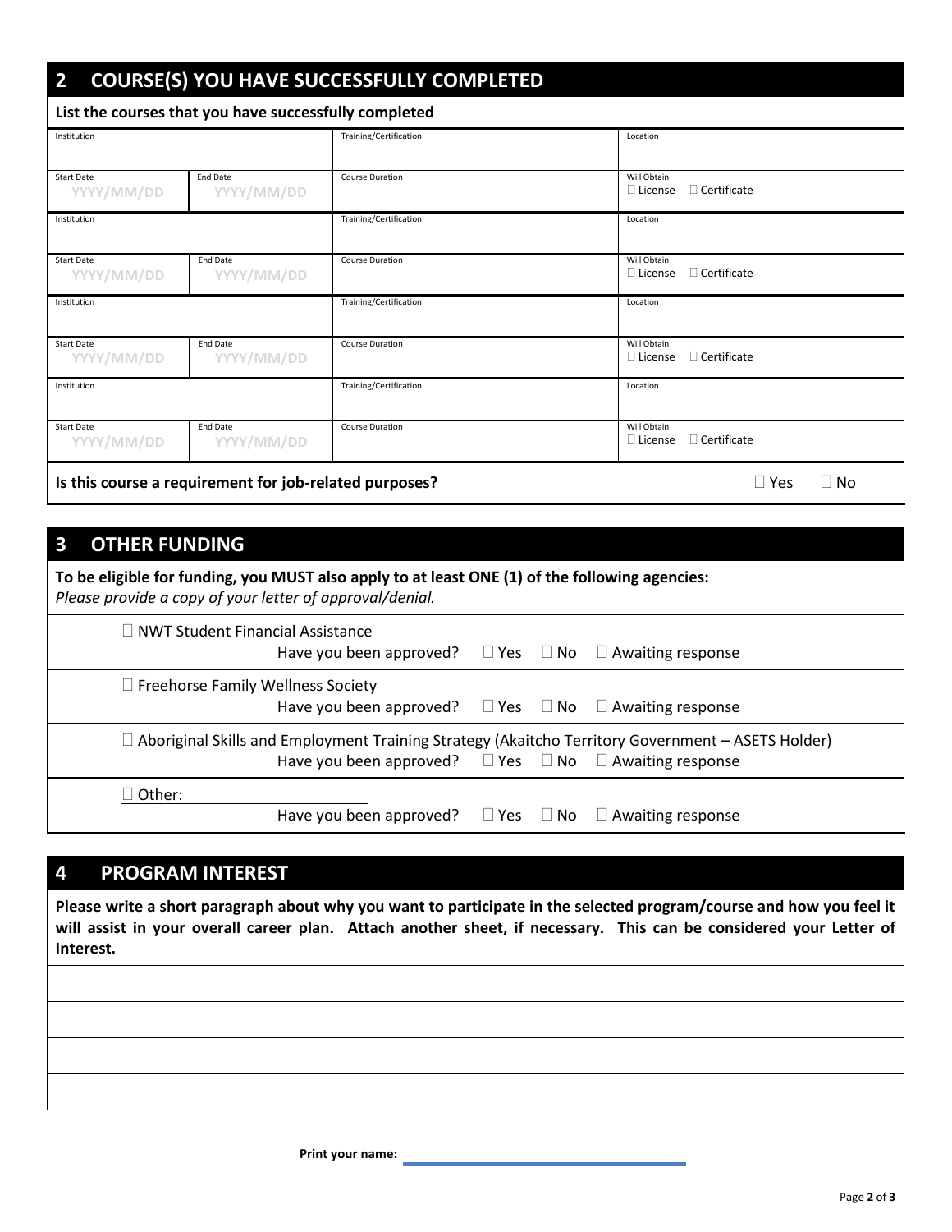## 2 COURSE(S) YOU HAVE SUCCESSFULLY COMPLETED

**List the courses that you have successfully completed**

| Institution | | Training/Certification | Location |
|---|---|---|---|
| Start Date<br>YYYY/MM/DD | End Date<br>YYYY/MM/DD | Course Duration | Will Obtain<br>☐ License ☐ Certificate |
| Institution | | Training/Certification | Location |
| Start Date<br>YYYY/MM/DD | End Date<br>YYYY/MM/DD | Course Duration | Will Obtain<br>☐ License ☐ Certificate |
| Institution | | Training/Certification | Location |
| Start Date<br>YYYY/MM/DD | End Date<br>YYYY/MM/DD | Course Duration | Will Obtain<br>☐ License ☐ Certificate |
| Institution | | Training/Certification | Location |
| Start Date<br>YYYY/MM/DD | End Date<br>YYYY/MM/DD | Course Duration | Will Obtain<br>☐ License ☐ Certificate |

**Is this course a requirement for job-related purposes?** ☐ Yes ☐ No

## 3 OTHER FUNDING

**To be eligible for funding, you MUST also apply to at least ONE (1) of the following agencies:**
*Please provide a copy of your letter of approval/denial.*

☐ NWT Student Financial Assistance
Have you been approved? ☐ Yes ☐ No ☐ Awaiting response

☐ Freehorse Family Wellness Society
Have you been approved? ☐ Yes ☐ No ☐ Awaiting response

☐ Aboriginal Skills and Employment Training Strategy (Akaitcho Territory Government – ASETS Holder)
Have you been approved? ☐ Yes ☐ No ☐ Awaiting response

☐ Other: ____________________
Have you been approved? ☐ Yes ☐ No ☐ Awaiting response

## 4 PROGRAM INTEREST

**Please write a short paragraph about why you want to participate in the selected program/course and how you feel it will assist in your overall career plan. Attach another sheet, if necessary. This can be considered your Letter of Interest.**

______________________________________________

______________________________________________

______________________________________________

______________________________________________

**Print your name:** ____________________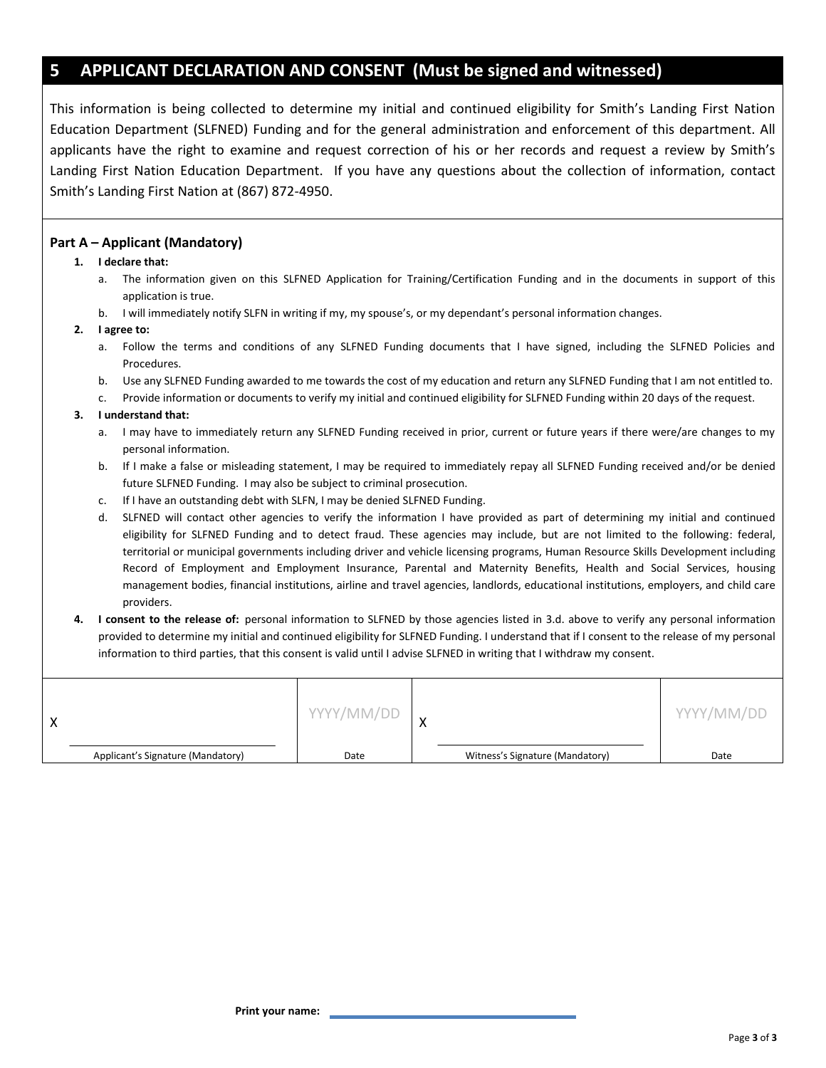## 5 APPLICANT DECLARATION AND CONSENT (Must be signed and witnessed)

This information is being collected to determine my initial and continued eligibility for Smith's Landing First Nation Education Department (SLFNED) Funding and for the general administration and enforcement of this department. All applicants have the right to examine and request correction of his or her records and request a review by Smith's Landing First Nation Education Department. If you have any questions about the collection of information, contact Smith's Landing First Nation at (867) 872-4950.

### Part A – Applicant (Mandatory)

1. **I declare that:**
   a. The information given on this SLFNED Application for Training/Certification Funding and in the documents in support of this application is true.
   b. I will immediately notify SLFN in writing if my, my spouse's, or my dependant's personal information changes.
2. **I agree to:**
   a. Follow the terms and conditions of any SLFNED Funding documents that I have signed, including the SLFNED Policies and Procedures.
   b. Use any SLFNED Funding awarded to me towards the cost of my education and return any SLFNED Funding that I am not entitled to.
   c. Provide information or documents to verify my initial and continued eligibility for SLFNED Funding within 20 days of the request.
3. **I understand that:**
   a. I may have to immediately return any SLFNED Funding received in prior, current or future years if there were/are changes to my personal information.
   b. If I make a false or misleading statement, I may be required to immediately repay all SLFNED Funding received and/or be denied future SLFNED Funding. I may also be subject to criminal prosecution.
   c. If I have an outstanding debt with SLFN, I may be denied SLFNED Funding.
   d. SLFNED will contact other agencies to verify the information I have provided as part of determining my initial and continued eligibility for SLFNED Funding and to detect fraud. These agencies may include, but are not limited to the following: federal, territorial or municipal governments including driver and vehicle licensing programs, Human Resource Skills Development including Record of Employment and Employment Insurance, Parental and Maternity Benefits, Health and Social Services, housing management bodies, financial institutions, airline and travel agencies, landlords, educational institutions, employers, and child care providers.
4. **I consent to the release of:** personal information to SLFNED by those agencies listed in 3.d. above to verify any personal information provided to determine my initial and continued eligibility for SLFNED Funding. I understand that if I consent to the release of my personal information to third parties, that this consent is valid until I advise SLFNED in writing that I withdraw my consent.

| | | | |
|---|---|---|---|
| X | YYYY/MM/DD | X | YYYY/MM/DD |
| Applicant's Signature (Mandatory) | Date | Witness's Signature (Mandatory) | Date |

**Print your name:** ____________________